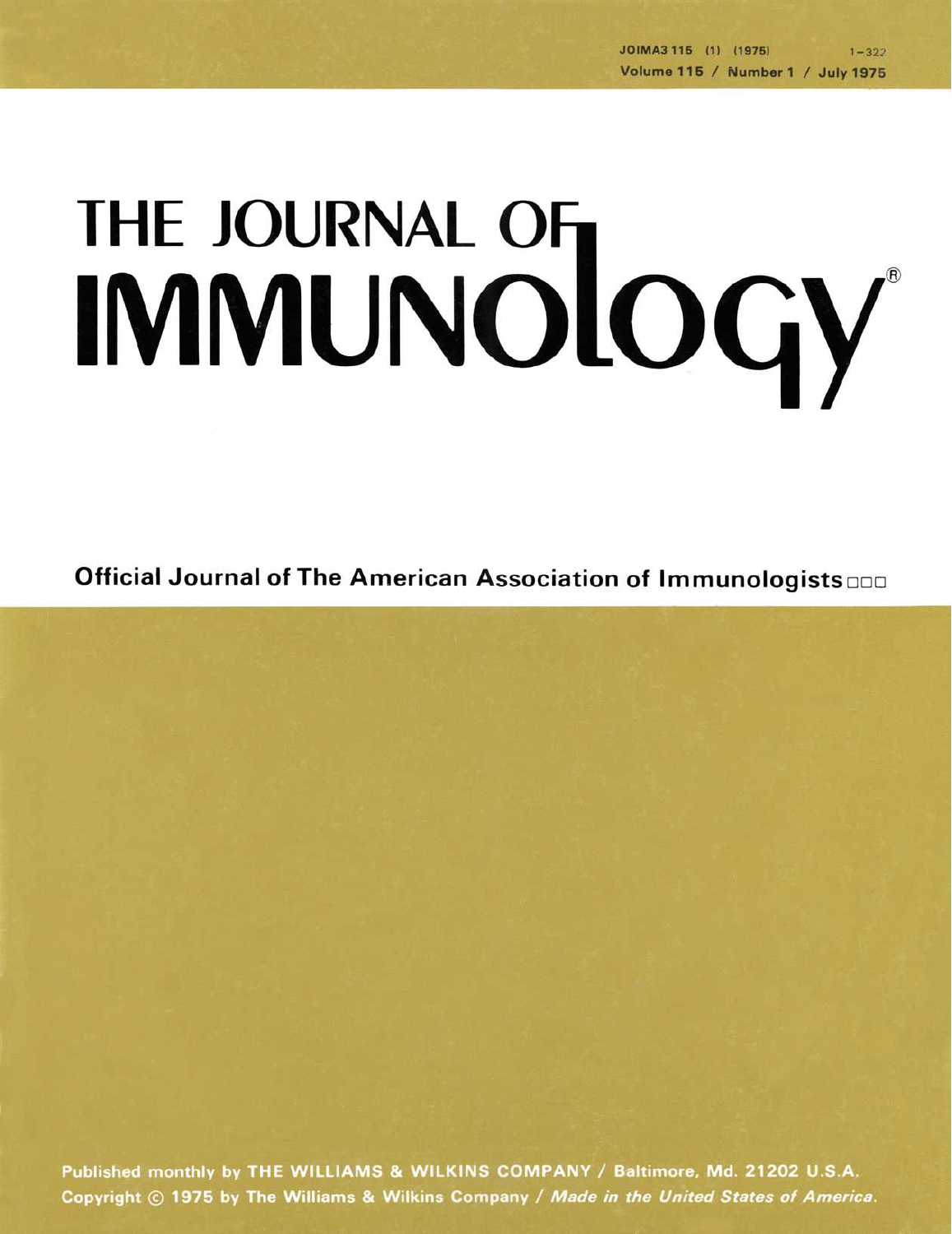JOIMA3 115 (1) (1975) 1–322

Volume 115 / Number 1 / July 1975

# THE JOURNAL OF IMMUNOLOGY®

**Official Journal of The American Association of Immunologists**

Published monthly by THE WILLIAMS & WILKINS COMPANY / Baltimore, Md. 21202 U.S.A.

Copyright © 1975 by The Williams & Wilkins Company / *Made in the United States of America.*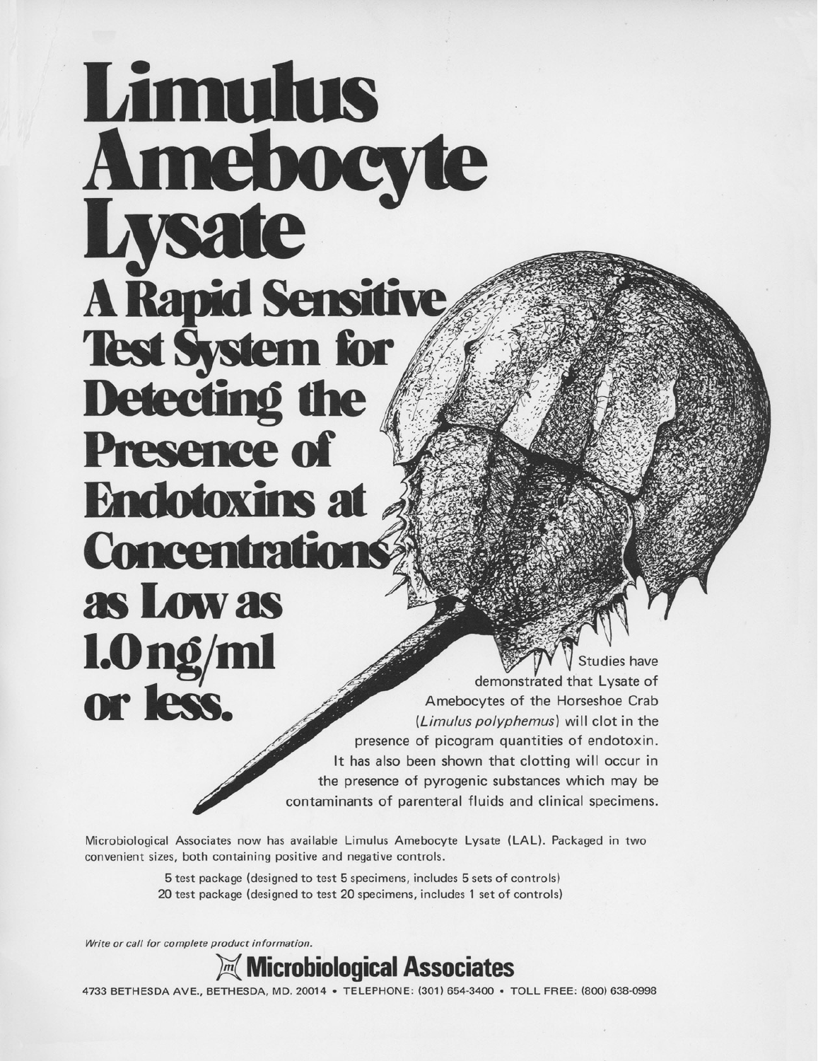# Limulus Amebocyte Lysate

## A Rapid Sensitive Test System for Detecting the Presence of Endotoxins at Concentrations as Low as 1.0 ng/ml or less.

Studies have demonstrated that Lysate of Amebocytes of the Horseshoe Crab (*Limulus polyphemus*) will clot in the presence of picogram quantities of endotoxin. It has also been shown that clotting will occur in the presence of pyrogenic substances which may be contaminants of parenteral fluids and clinical specimens.

Microbiological Associates now has available Limulus Amebocyte Lysate (LAL). Packaged in two convenient sizes, both containing positive and negative controls.

5 test package (designed to test 5 specimens, includes 5 sets of controls)
20 test package (designed to test 20 specimens, includes 1 set of controls)

*Write or call for complete product information.*

**Microbiological Associates**

4733 BETHESDA AVE., BETHESDA, MD. 20014 • TELEPHONE: (301) 654-3400 • TOLL FREE: (800) 638-0998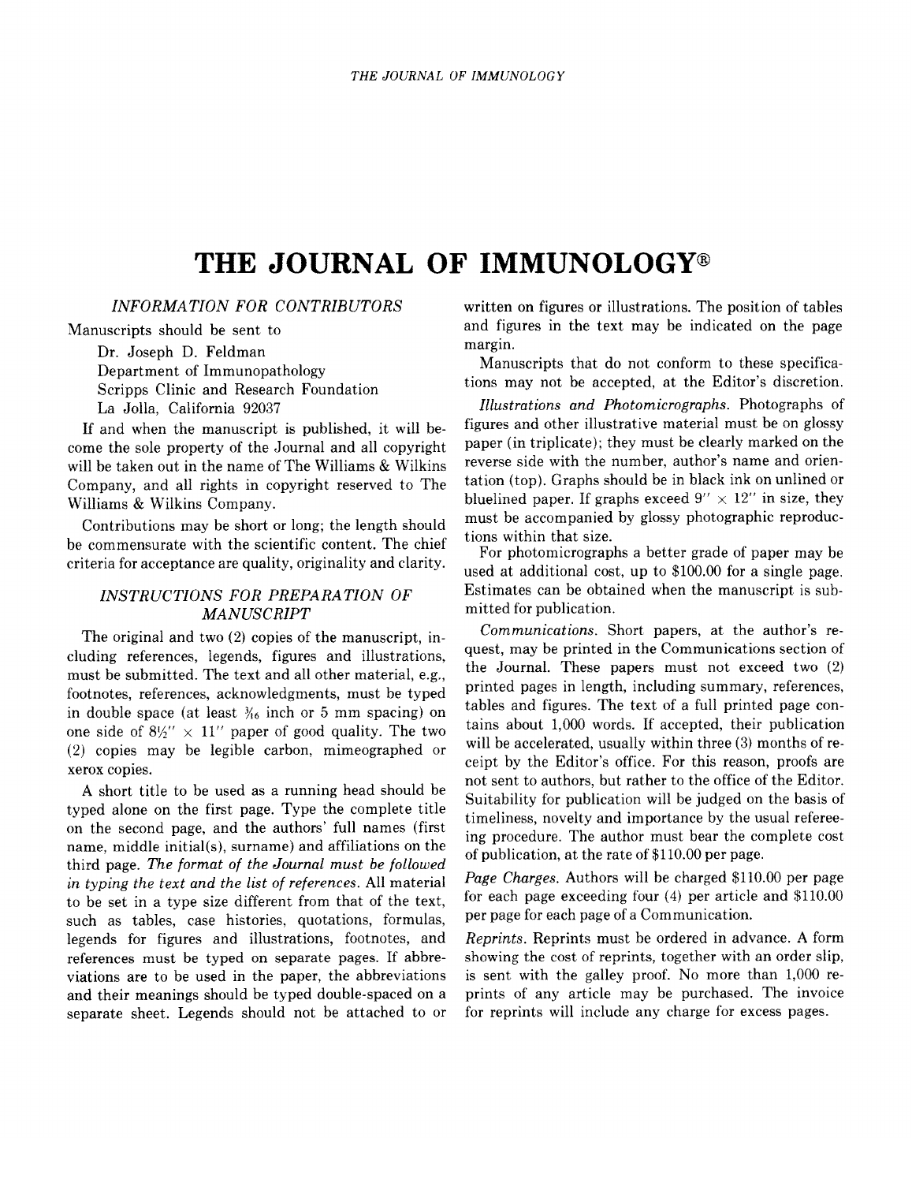# THE JOURNAL OF IMMUNOLOGY®

### *INFORMATION FOR CONTRIBUTORS*

Manuscripts should be sent to

Dr. Joseph D. Feldman
Department of Immunopathology
Scripps Clinic and Research Foundation
La Jolla, California 92037

If and when the manuscript is published, it will become the sole property of the Journal and all copyright will be taken out in the name of The Williams & Wilkins Company, and all rights in copyright reserved to The Williams & Wilkins Company.

Contributions may be short or long; the length should be commensurate with the scientific content. The chief criteria for acceptance are quality, originality and clarity.

### *INSTRUCTIONS FOR PREPARATION OF MANUSCRIPT*

The original and two (2) copies of the manuscript, including references, legends, figures and illustrations, must be submitted. The text and all other material, e.g., footnotes, references, acknowledgments, must be typed in double space (at least 3/16 inch or 5 mm spacing) on one side of 8½" × 11" paper of good quality. The two (2) copies may be legible carbon, mimeographed or xerox copies.

A short title to be used as a running head should be typed alone on the first page. Type the complete title on the second page, and the authors' full names (first name, middle initial(s), surname) and affiliations on the third page. *The format of the Journal must be followed in typing the text and the list of references.* All material to be set in a type size different from that of the text, such as tables, case histories, quotations, formulas, legends for figures and illustrations, footnotes, and references must be typed on separate pages. If abbreviations are to be used in the paper, the abbreviations and their meanings should be typed double-spaced on a separate sheet. Legends should not be attached to or written on figures or illustrations. The position of tables and figures in the text may be indicated on the page margin.

Manuscripts that do not conform to these specifications may not be accepted, at the Editor's discretion.

*Illustrations and Photomicrographs.* Photographs of figures and other illustrative material must be on glossy paper (in triplicate); they must be clearly marked on the reverse side with the number, author's name and orientation (top). Graphs should be in black ink on unlined or bluelined paper. If graphs exceed 9" × 12" in size, they must be accompanied by glossy photographic reproductions within that size.

For photomicrographs a better grade of paper may be used at additional cost, up to $100.00 for a single page. Estimates can be obtained when the manuscript is submitted for publication.

*Communications.* Short papers, at the author's request, may be printed in the Communications section of the Journal. These papers must not exceed two (2) printed pages in length, including summary, references, tables and figures. The text of a full printed page contains about 1,000 words. If accepted, their publication will be accelerated, usually within three (3) months of receipt by the Editor's office. For this reason, proofs are not sent to authors, but rather to the office of the Editor. Suitability for publication will be judged on the basis of timeliness, novelty and importance by the usual refereeing procedure. The author must bear the complete cost of publication, at the rate of $110.00 per page.

*Page Charges.* Authors will be charged $110.00 per page for each page exceeding four (4) per article and $110.00 per page for each page of a Communication.

*Reprints.* Reprints must be ordered in advance. A form showing the cost of reprints, together with an order slip, is sent with the galley proof. No more than 1,000 reprints of any article may be purchased. The invoice for reprints will include any charge for excess pages.